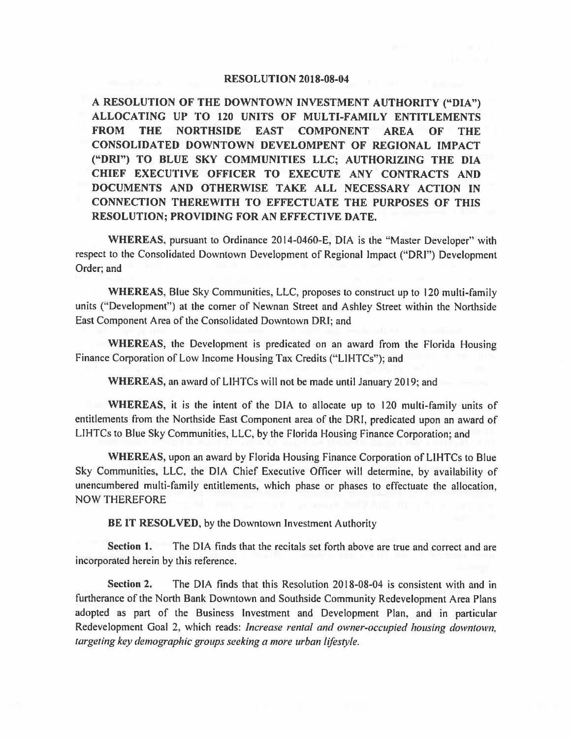# RESOLUTION 2018-08-04

**A RESOLUTION OF THE DOWNTOWN INVESTMENT AUTHORITY ("DIA") ALLOCATING UP TO 120 UNITS OF MULTI-FAMILY ENTITLEMENTS FROM THE NORTHSIDE EAST COMPONENT AREA OF THE CONSOLIDATED DOWNTOWN DEVELOMPENT OF REGIONAL IMPACT ("DRI") TO BLUE SKY COMMUNITIES LLC; AUTHORIZING THE DIA CHIEF EXECUTIVE OFFICER TO EXECUTE ANY CONTRACTS AND DOCUMENTS AND OTHERWISE TAKE ALL NECESSARY ACTION IN CONNECTION THEREWITH TO EFFECTUATE THE PURPOSES OF THIS RESOLUTION; PROVIDING FOR AN EFFECTIVE DATE.**

**WHEREAS**, pursuant to Ordinance 2014-0460-E, DIA is the "Master Developer" with respect to the Consolidated Downtown Development of Regional Impact ("DRI") Development Order; and

**WHEREAS**, Blue Sky Communities, LLC, proposes to construct up to 120 multi-family units ("Development") at the corner of Newnan Street and Ashley Street within the Northside East Component Area of the Consolidated Downtown DRI; and

**WHEREAS**, the Development is predicated on an award from the Florida Housing Finance Corporation of Low Income Housing Tax Credits ("LIHTCs"); and

**WHEREAS**, an award of LIHTCs will not be made until January 2019; and

**WHEREAS**, it is the intent of the DIA to allocate up to 120 multi-family units of entitlements from the Northside East Component area of the DRI, predicated upon an award of LIHTCs to Blue Sky Communities, LLC, by the Florida Housing Finance Corporation; and

**WHEREAS**, upon an award by Florida Housing Finance Corporation of LIHTCs to Blue Sky Communities, LLC, the DIA Chief Executive Officer will determine, by availability of unencumbered multi-family entitlements, which phase or phases to effectuate the allocation, NOW THEREFORE

**BE IT RESOLVED**, by the Downtown Investment Authority

**Section 1.** The DIA finds that the recitals set forth above are true and correct and are incorporated herein by this reference.

**Section 2.** The DIA finds that this Resolution 2018-08-04 is consistent with and in furtherance of the North Bank Downtown and Southside Community Redevelopment Area Plans adopted as part of the Business Investment and Development Plan, and in particular Redevelopment Goal 2, which reads: *Increase rental and owner-occupied housing downtown, targeting key demographic groups seeking a more urban lifestyle.*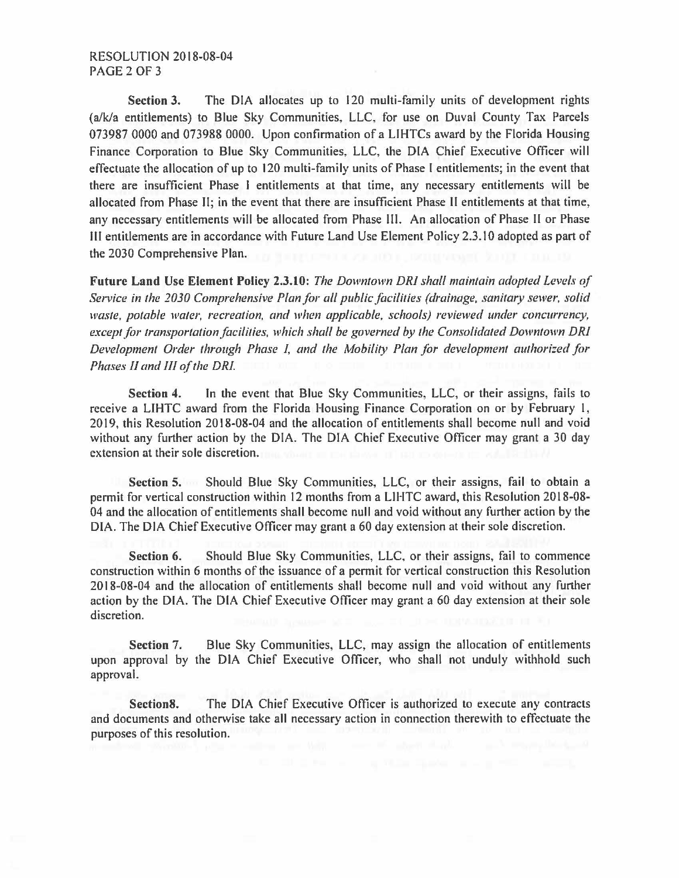**Section 3.** The DIA allocates up to 120 multi-family units of development rights (a/k/a entitlements) to Blue Sky Communities, LLC, for use on Duval County Tax Parcels 073987 0000 and 073988 0000. Upon confirmation of a LIHTCs award by the Florida Housing Finance Corporation to Blue Sky Communities, LLC, the DIA Chief Executive Officer will effectuate the allocation of up to 120 multi-family units of Phase I entitlements; in the event that there are insufficient Phase I entitlements at that time, any necessary entitlements will be allocated from Phase II; in the event that there are insufficient Phase II entitlements at that time, any necessary entitlements will be allocated from Phase III. An allocation of Phase II or Phase III entitlements are in accordance with Future Land Use Element Policy 2.3.10 adopted as part of the 2030 Comprehensive Plan.

**Future Land Use Element Policy 2.3.10:** *The Downtown DRI shall maintain adopted Levels of Service in the 2030 Comprehensive Plan for all public facilities (drainage, sanitary sewer, solid waste, potable water, recreation, and when applicable, schools) reviewed under concurrency, except for transportation facilities, which shall be governed by the Consolidated Downtown DRI Development Order through Phase I, and the Mobility Plan for development authorized for Phases II and III of the DRI.*

**Section 4.** In the event that Blue Sky Communities, LLC, or their assigns, fails to receive a LIHTC award from the Florida Housing Finance Corporation on or by February 1, 2019, this Resolution 2018-08-04 and the allocation of entitlements shall become null and void without any further action by the DIA. The DIA Chief Executive Officer may grant a 30 day extension at their sole discretion.

**Section 5.** Should Blue Sky Communities, LLC, or their assigns, fail to obtain a permit for vertical construction within 12 months from a LIHTC award, this Resolution 2018-08-04 and the allocation of entitlements shall become null and void without any further action by the DIA. The DIA Chief Executive Officer may grant a 60 day extension at their sole discretion.

**Section 6.** Should Blue Sky Communities, LLC, or their assigns, fail to commence construction within 6 months of the issuance of a permit for vertical construction this Resolution 2018-08-04 and the allocation of entitlements shall become null and void without any further action by the DIA. The DIA Chief Executive Officer may grant a 60 day extension at their sole discretion.

**Section 7.** Blue Sky Communities, LLC, may assign the allocation of entitlements upon approval by the DIA Chief Executive Officer, who shall not unduly withhold such approval.

**Section8.** The DIA Chief Executive Officer is authorized to execute any contracts and documents and otherwise take all necessary action in connection therewith to effectuate the purposes of this resolution.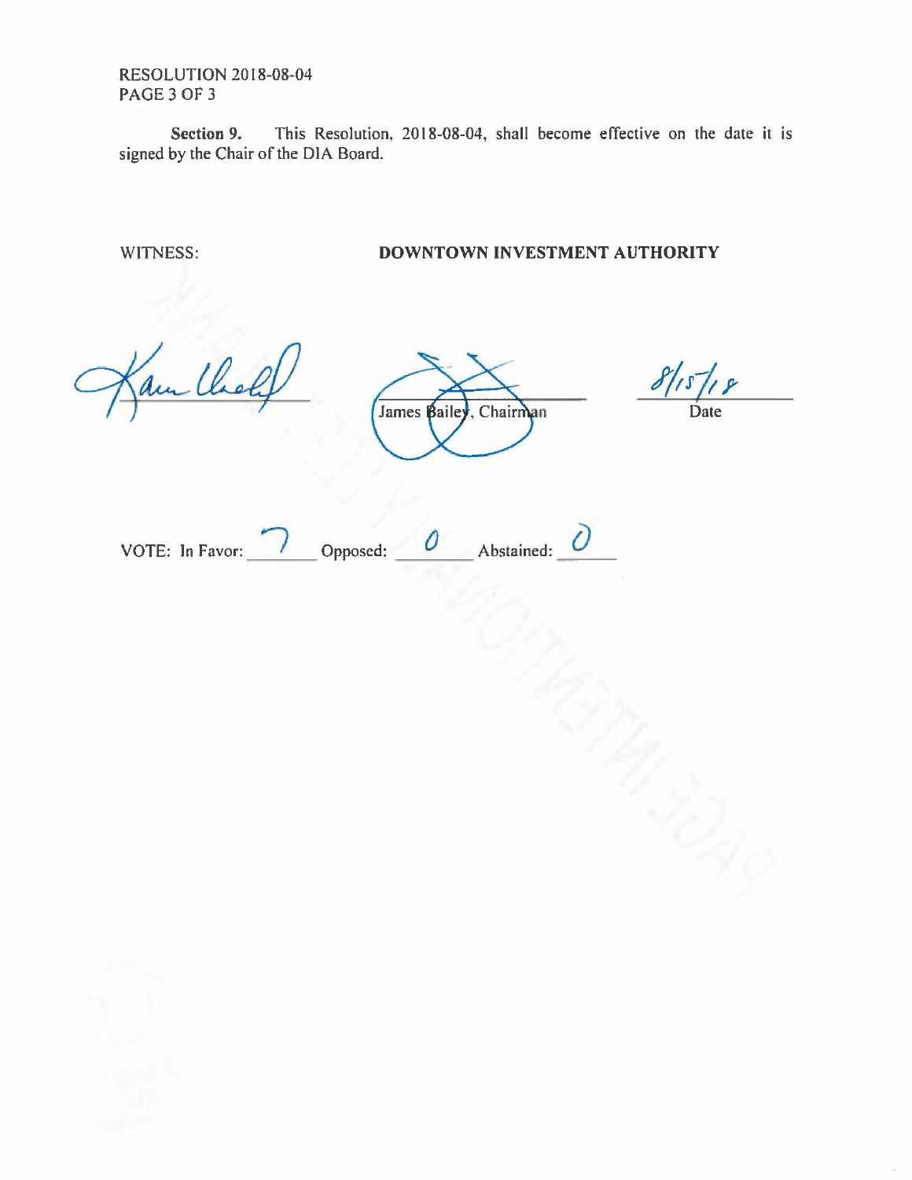RESOLUTION 2018-08-04

**Section 9.** This Resolution, 2018-08-04, shall become effective on the date it is signed by the Chair of the DIA Board.

WITNESS: **DOWNTOWN INVESTMENT AUTHORITY**

James Bailey, Chairman

8/15/18
Date

VOTE: In Favor: 7 Opposed: 0 Abstained: 0